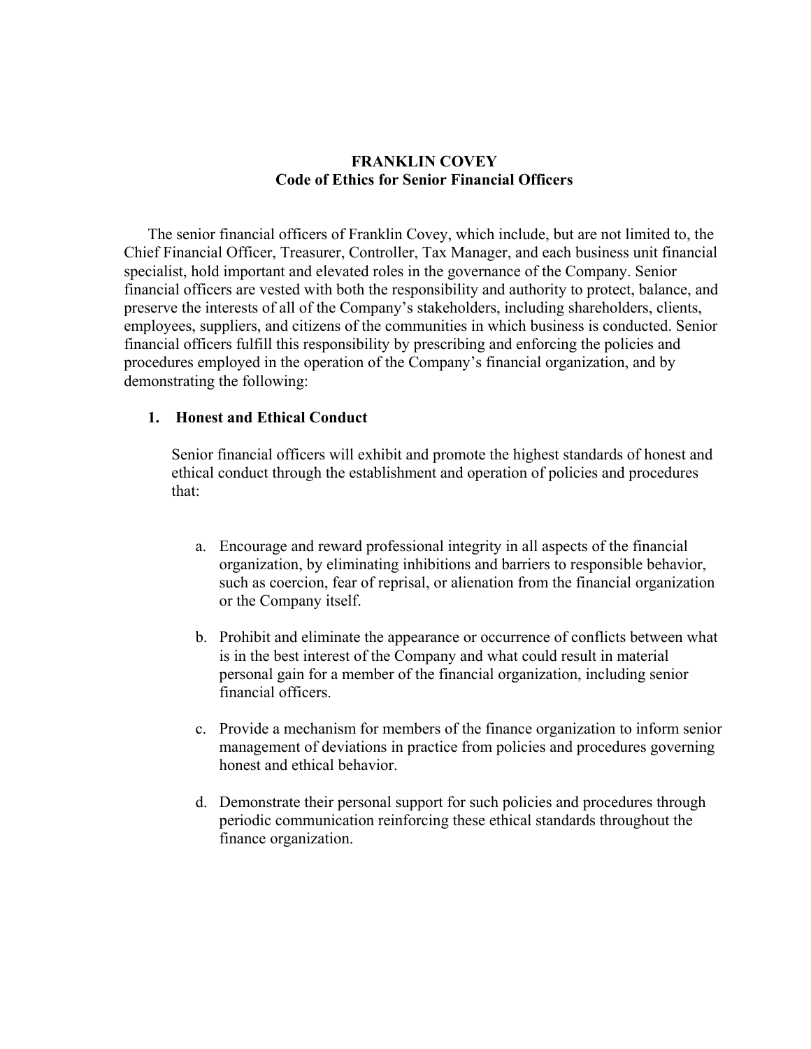# FRANKLIN COVEY
## Code of Ethics for Senior Financial Officers

The senior financial officers of Franklin Covey, which include, but are not limited to, the Chief Financial Officer, Treasurer, Controller, Tax Manager, and each business unit financial specialist, hold important and elevated roles in the governance of the Company. Senior financial officers are vested with both the responsibility and authority to protect, balance, and preserve the interests of all of the Company's stakeholders, including shareholders, clients, employees, suppliers, and citizens of the communities in which business is conducted. Senior financial officers fulfill this responsibility by prescribing and enforcing the policies and procedures employed in the operation of the Company's financial organization, and by demonstrating the following:

### 1. Honest and Ethical Conduct

Senior financial officers will exhibit and promote the highest standards of honest and ethical conduct through the establishment and operation of policies and procedures that:

a. Encourage and reward professional integrity in all aspects of the financial organization, by eliminating inhibitions and barriers to responsible behavior, such as coercion, fear of reprisal, or alienation from the financial organization or the Company itself.

b. Prohibit and eliminate the appearance or occurrence of conflicts between what is in the best interest of the Company and what could result in material personal gain for a member of the financial organization, including senior financial officers.

c. Provide a mechanism for members of the finance organization to inform senior management of deviations in practice from policies and procedures governing honest and ethical behavior.

d. Demonstrate their personal support for such policies and procedures through periodic communication reinforcing these ethical standards throughout the finance organization.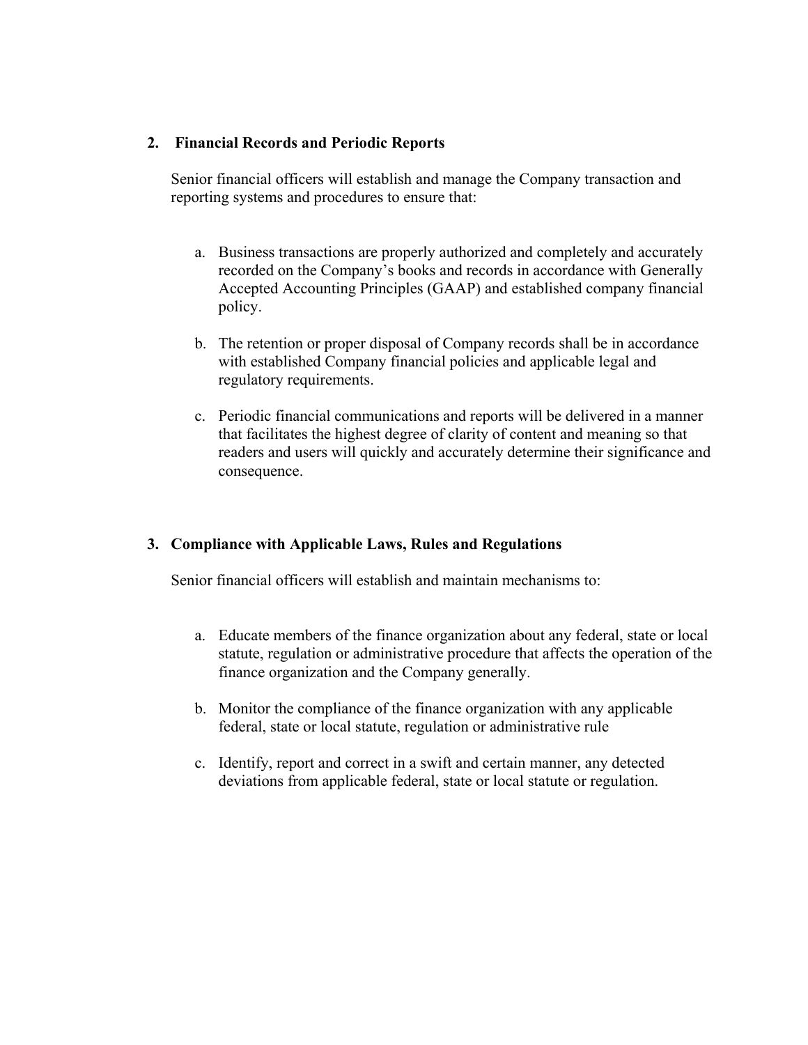## 2. Financial Records and Periodic Reports

Senior financial officers will establish and manage the Company transaction and reporting systems and procedures to ensure that:

a. Business transactions are properly authorized and completely and accurately recorded on the Company's books and records in accordance with Generally Accepted Accounting Principles (GAAP) and established company financial policy.

b. The retention or proper disposal of Company records shall be in accordance with established Company financial policies and applicable legal and regulatory requirements.

c. Periodic financial communications and reports will be delivered in a manner that facilitates the highest degree of clarity of content and meaning so that readers and users will quickly and accurately determine their significance and consequence.

## 3. Compliance with Applicable Laws, Rules and Regulations

Senior financial officers will establish and maintain mechanisms to:

a. Educate members of the finance organization about any federal, state or local statute, regulation or administrative procedure that affects the operation of the finance organization and the Company generally.

b. Monitor the compliance of the finance organization with any applicable federal, state or local statute, regulation or administrative rule

c. Identify, report and correct in a swift and certain manner, any detected deviations from applicable federal, state or local statute or regulation.